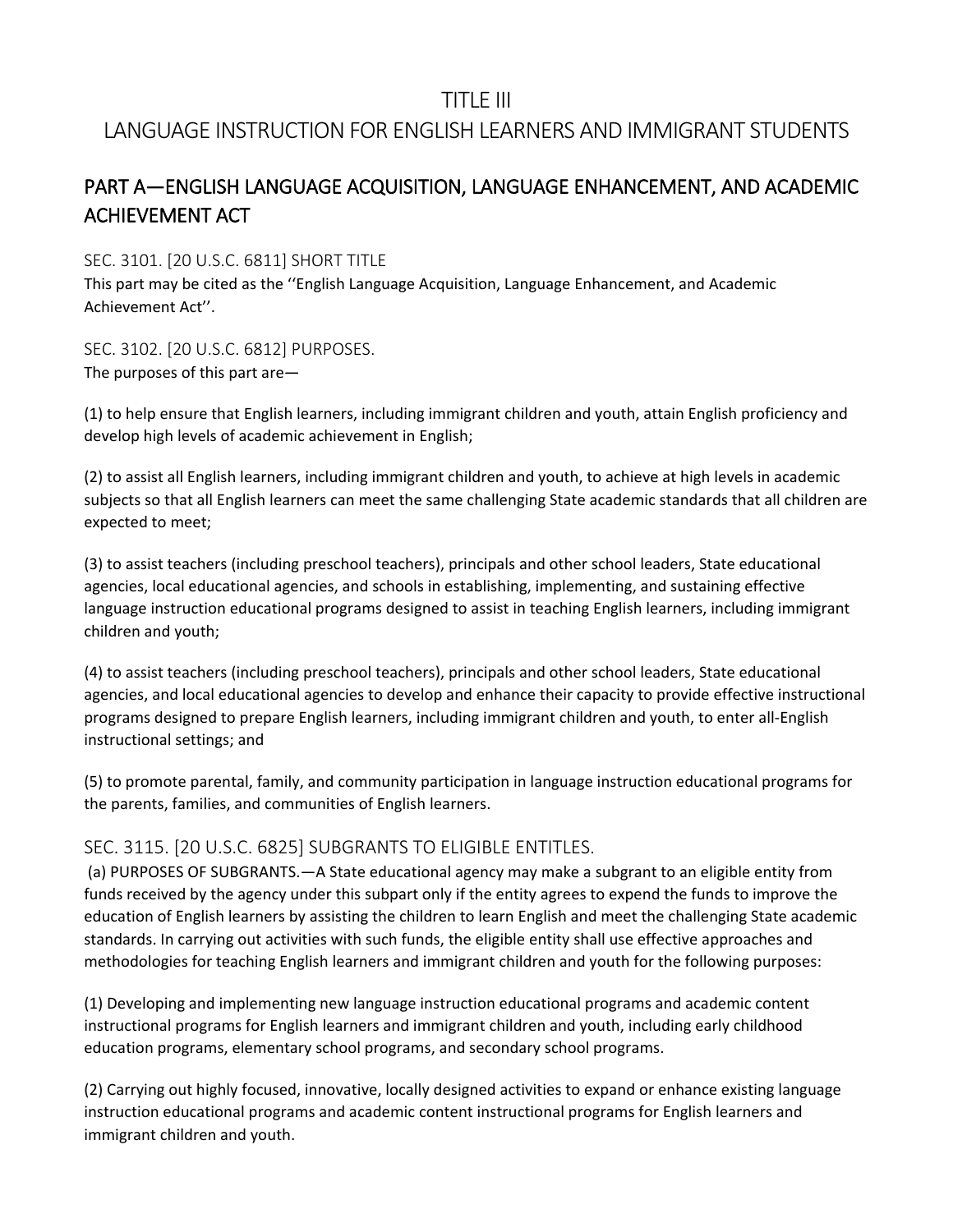# TITLE III

# LANGUAGE INSTRUCTION FOR ENGLISH LEARNERS AND IMMIGRANT STUDENTS

## PART A—ENGLISH LANGUAGE ACQUISITION, LANGUAGE ENHANCEMENT, AND ACADEMIC ACHIEVEMENT ACT

### SEC. 3101. [20 U.S.C. 6811] SHORT TITLE

This part may be cited as the ''English Language Acquisition, Language Enhancement, and Academic Achievement Act''.

### SEC. 3102. [20 U.S.C. 6812] PURPOSES.

The purposes of this part are—

(1) to help ensure that English learners, including immigrant children and youth, attain English proficiency and develop high levels of academic achievement in English;

(2) to assist all English learners, including immigrant children and youth, to achieve at high levels in academic subjects so that all English learners can meet the same challenging State academic standards that all children are expected to meet;

(3) to assist teachers (including preschool teachers), principals and other school leaders, State educational agencies, local educational agencies, and schools in establishing, implementing, and sustaining effective language instruction educational programs designed to assist in teaching English learners, including immigrant children and youth;

(4) to assist teachers (including preschool teachers), principals and other school leaders, State educational agencies, and local educational agencies to develop and enhance their capacity to provide effective instructional programs designed to prepare English learners, including immigrant children and youth, to enter all-English instructional settings; and

(5) to promote parental, family, and community participation in language instruction educational programs for the parents, families, and communities of English learners.

### SEC. 3115. [20 U.S.C. 6825] SUBGRANTS TO ELIGIBLE ENTITLES.

(a) PURPOSES OF SUBGRANTS.—A State educational agency may make a subgrant to an eligible entity from funds received by the agency under this subpart only if the entity agrees to expend the funds to improve the education of English learners by assisting the children to learn English and meet the challenging State academic standards. In carrying out activities with such funds, the eligible entity shall use effective approaches and methodologies for teaching English learners and immigrant children and youth for the following purposes:

(1) Developing and implementing new language instruction educational programs and academic content instructional programs for English learners and immigrant children and youth, including early childhood education programs, elementary school programs, and secondary school programs.

(2) Carrying out highly focused, innovative, locally designed activities to expand or enhance existing language instruction educational programs and academic content instructional programs for English learners and immigrant children and youth.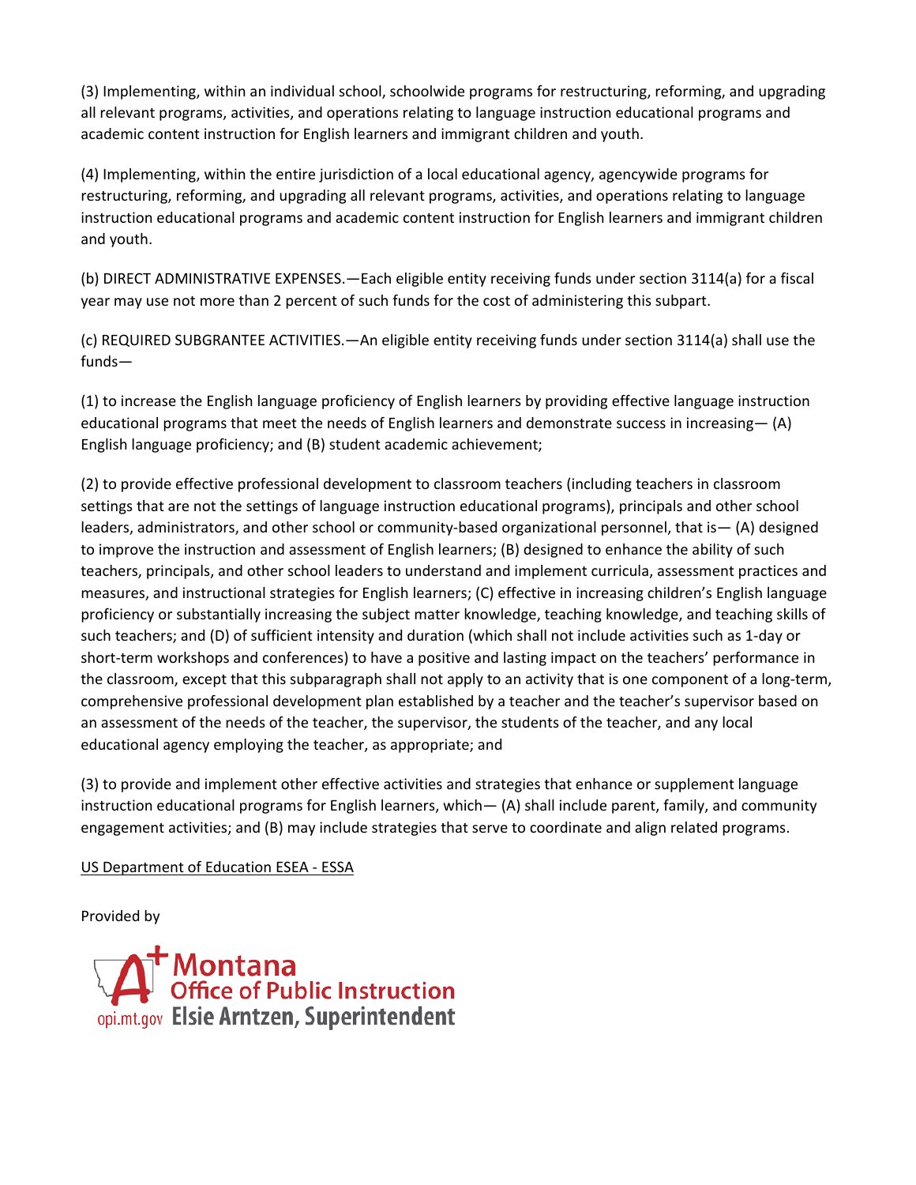(3) Implementing, within an individual school, schoolwide programs for restructuring, reforming, and upgrading all relevant programs, activities, and operations relating to language instruction educational programs and academic content instruction for English learners and immigrant children and youth.

(4) Implementing, within the entire jurisdiction of a local educational agency, agencywide programs for restructuring, reforming, and upgrading all relevant programs, activities, and operations relating to language instruction educational programs and academic content instruction for English learners and immigrant children and youth.

(b) DIRECT ADMINISTRATIVE EXPENSES.—Each eligible entity receiving funds under section 3114(a) for a fiscal year may use not more than 2 percent of such funds for the cost of administering this subpart.

(c) REQUIRED SUBGRANTEE ACTIVITIES.—An eligible entity receiving funds under section 3114(a) shall use the funds—

(1) to increase the English language proficiency of English learners by providing effective language instruction educational programs that meet the needs of English learners and demonstrate success in increasing— (A) English language proficiency; and (B) student academic achievement;

(2) to provide effective professional development to classroom teachers (including teachers in classroom settings that are not the settings of language instruction educational programs), principals and other school leaders, administrators, and other school or community-based organizational personnel, that is— (A) designed to improve the instruction and assessment of English learners; (B) designed to enhance the ability of such teachers, principals, and other school leaders to understand and implement curricula, assessment practices and measures, and instructional strategies for English learners; (C) effective in increasing children's English language proficiency or substantially increasing the subject matter knowledge, teaching knowledge, and teaching skills of such teachers; and (D) of sufficient intensity and duration (which shall not include activities such as 1-day or short-term workshops and conferences) to have a positive and lasting impact on the teachers' performance in the classroom, except that this subparagraph shall not apply to an activity that is one component of a long-term, comprehensive professional development plan established by a teacher and the teacher's supervisor based on an assessment of the needs of the teacher, the supervisor, the students of the teacher, and any local educational agency employing the teacher, as appropriate; and

(3) to provide and implement other effective activities and strategies that enhance or supplement language instruction educational programs for English learners, which— (A) shall include parent, family, and community engagement activities; and (B) may include strategies that serve to coordinate and align related programs.

US Department of Education ESEA - ESSA

Provided by

Montana Office of Public Instruction
opi.mt.gov Elsie Arntzen, Superintendent